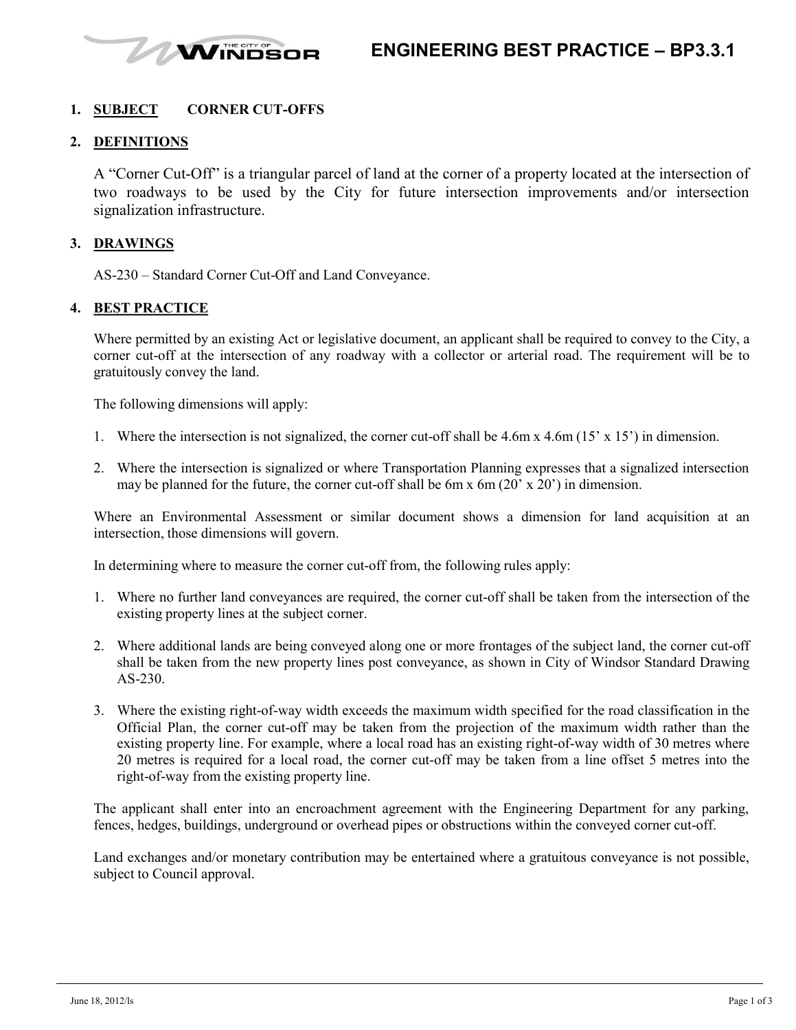# ENGINEERING BEST PRACTICE – BP3.3.1

## 1. SUBJECT  CORNER CUT-OFFS

## 2. DEFINITIONS

A "Corner Cut-Off" is a triangular parcel of land at the corner of a property located at the intersection of two roadways to be used by the City for future intersection improvements and/or intersection signalization infrastructure.

## 3. DRAWINGS

AS-230 – Standard Corner Cut-Off and Land Conveyance.

## 4. BEST PRACTICE

Where permitted by an existing Act or legislative document, an applicant shall be required to convey to the City, a corner cut-off at the intersection of any roadway with a collector or arterial road. The requirement will be to gratuitously convey the land.

The following dimensions will apply:

1. Where the intersection is not signalized, the corner cut-off shall be 4.6m x 4.6m (15' x 15') in dimension.
2. Where the intersection is signalized or where Transportation Planning expresses that a signalized intersection may be planned for the future, the corner cut-off shall be 6m x 6m (20' x 20') in dimension.

Where an Environmental Assessment or similar document shows a dimension for land acquisition at an intersection, those dimensions will govern.

In determining where to measure the corner cut-off from, the following rules apply:

1. Where no further land conveyances are required, the corner cut-off shall be taken from the intersection of the existing property lines at the subject corner.
2. Where additional lands are being conveyed along one or more frontages of the subject land, the corner cut-off shall be taken from the new property lines post conveyance, as shown in City of Windsor Standard Drawing AS-230.
3. Where the existing right-of-way width exceeds the maximum width specified for the road classification in the Official Plan, the corner cut-off may be taken from the projection of the maximum width rather than the existing property line. For example, where a local road has an existing right-of-way width of 30 metres where 20 metres is required for a local road, the corner cut-off may be taken from a line offset 5 metres into the right-of-way from the existing property line.

The applicant shall enter into an encroachment agreement with the Engineering Department for any parking, fences, hedges, buildings, underground or overhead pipes or obstructions within the conveyed corner cut-off.

Land exchanges and/or monetary contribution may be entertained where a gratuitous conveyance is not possible, subject to Council approval.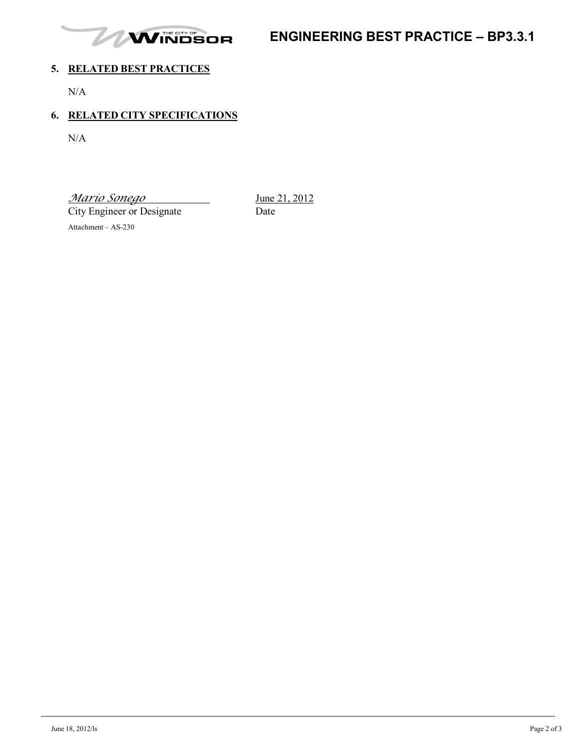## 5. RELATED BEST PRACTICES

N/A

## 6. RELATED CITY SPECIFICATIONS

N/A

*Mario Sonego* June 21, 2012

City Engineer or Designate Date

Attachment – AS-230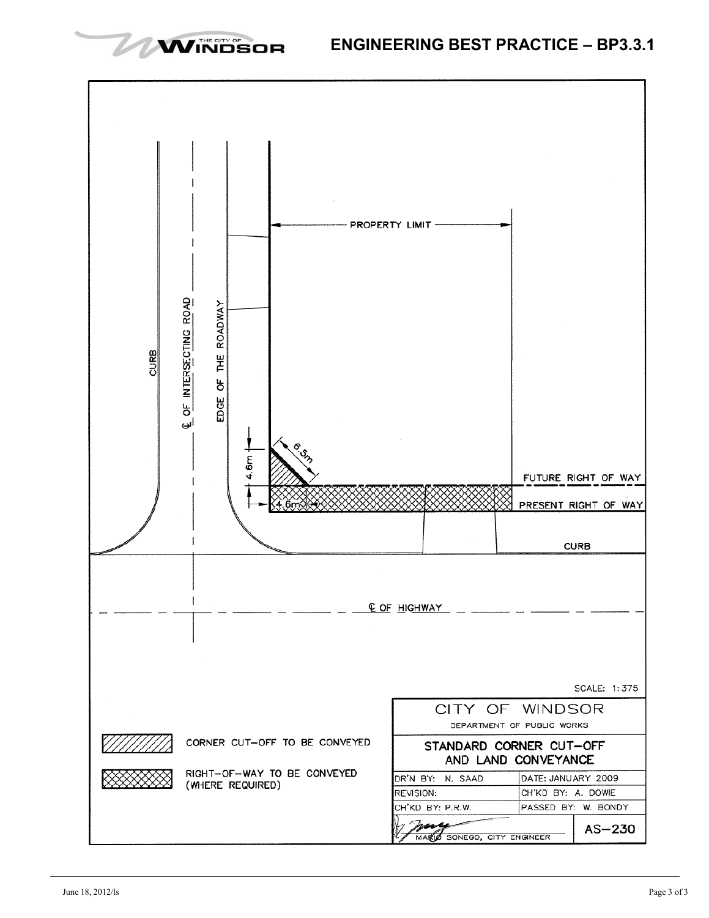# ENGINEERING BEST PRACTICE – BP3.3.1

PROPERTY LIMIT

CURB

℄ OF INTERSECTING ROAD

EDGE OF THE ROADWAY

6.5m

4.6m

4.6m

FUTURE RIGHT OF WAY

PRESENT RIGHT OF WAY

CURB

℄ OF HIGHWAY

SCALE: 1:375

CORNER CUT-OFF TO BE CONVEYED

RIGHT-OF-WAY TO BE CONVEYED (WHERE REQUIRED)

| | |
|---|---|
| CITY OF WINDSOR<br>DEPARTMENT OF PUBLIC WORKS | |
| STANDARD CORNER CUT-OFF AND LAND CONVEYANCE | |
| DR'N BY: N. SAAD | DATE: JANUARY 2009 |
| REVISION: | CH'KD BY: A. DOWIE |
| CH'KD BY: P.R.W. | PASSED BY: W. BONDY |
| MARIO SONEGO, CITY ENGINEER | AS-230 |

June 18, 2012/ls